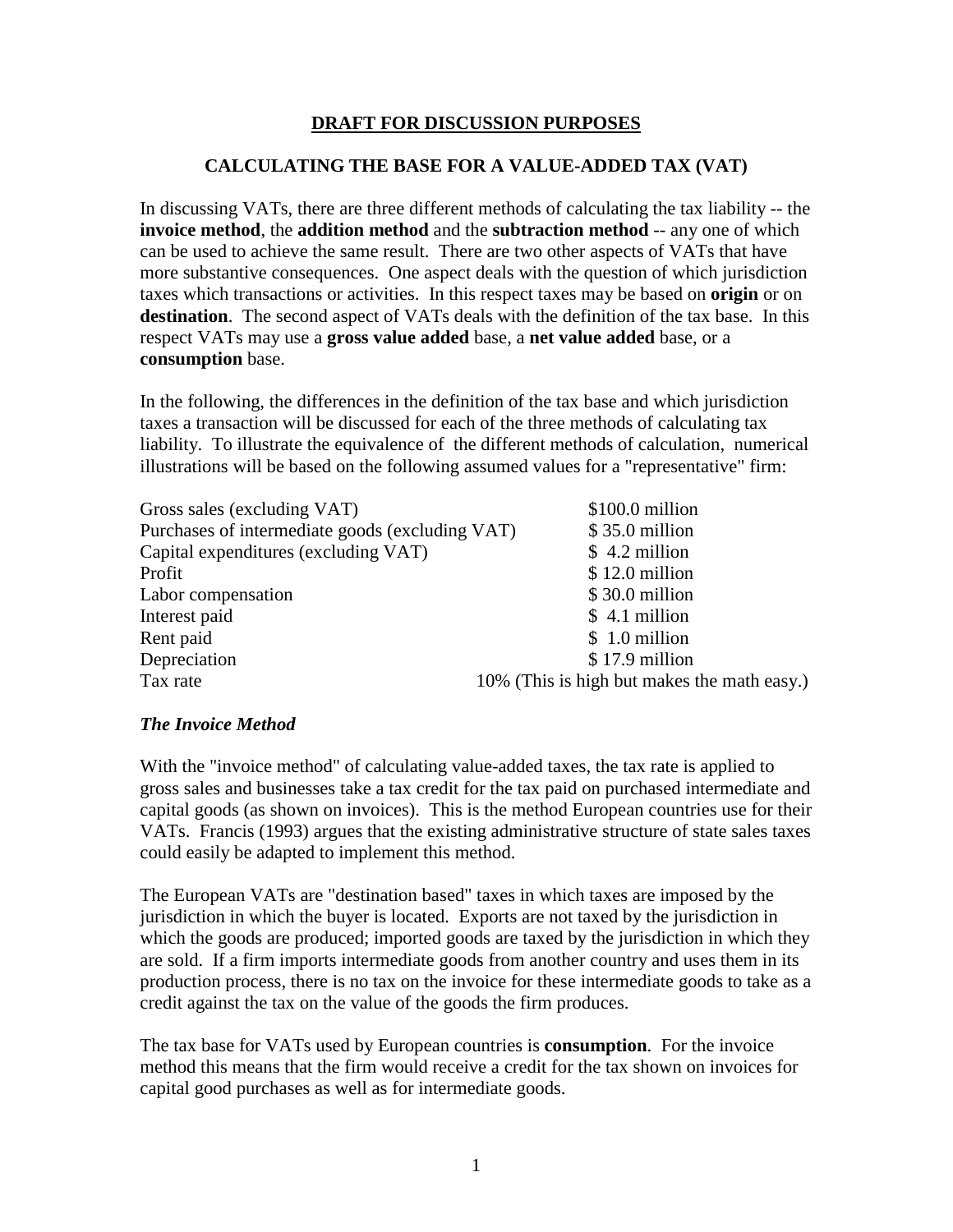**DRAFT FOR DISCUSSION PURPOSES**

# CALCULATING THE BASE FOR A VALUE-ADDED TAX (VAT)

In discussing VATs, there are three different methods of calculating the tax liability -- the **invoice method**, the **addition method** and the **subtraction method** -- any one of which can be used to achieve the same result. There are two other aspects of VATs that have more substantive consequences. One aspect deals with the question of which jurisdiction taxes which transactions or activities. In this respect taxes may be based on **origin** or on **destination**. The second aspect of VATs deals with the definition of the tax base. In this respect VATs may use a **gross value added** base, a **net value added** base, or a **consumption** base.

In the following, the differences in the definition of the tax base and which jurisdiction taxes a transaction will be discussed for each of the three methods of calculating tax liability. To illustrate the equivalence of the different methods of calculation, numerical illustrations will be based on the following assumed values for a "representative" firm:

| | |
|---|---|
| Gross sales (excluding VAT) | $100.0 million |
| Purchases of intermediate goods (excluding VAT) | $ 35.0 million |
| Capital expenditures (excluding VAT) | $ 4.2 million |
| Profit | $ 12.0 million |
| Labor compensation | $ 30.0 million |
| Interest paid | $ 4.1 million |
| Rent paid | $ 1.0 million |
| Depreciation | $ 17.9 million |
| Tax rate | 10% (This is high but makes the math easy.) |

### *The Invoice Method*

With the "invoice method" of calculating value-added taxes, the tax rate is applied to gross sales and businesses take a tax credit for the tax paid on purchased intermediate and capital goods (as shown on invoices). This is the method European countries use for their VATs. Francis (1993) argues that the existing administrative structure of state sales taxes could easily be adapted to implement this method.

The European VATs are "destination based" taxes in which taxes are imposed by the jurisdiction in which the buyer is located. Exports are not taxed by the jurisdiction in which the goods are produced; imported goods are taxed by the jurisdiction in which they are sold. If a firm imports intermediate goods from another country and uses them in its production process, there is no tax on the invoice for these intermediate goods to take as a credit against the tax on the value of the goods the firm produces.

The tax base for VATs used by European countries is **consumption**. For the invoice method this means that the firm would receive a credit for the tax shown on invoices for capital good purchases as well as for intermediate goods.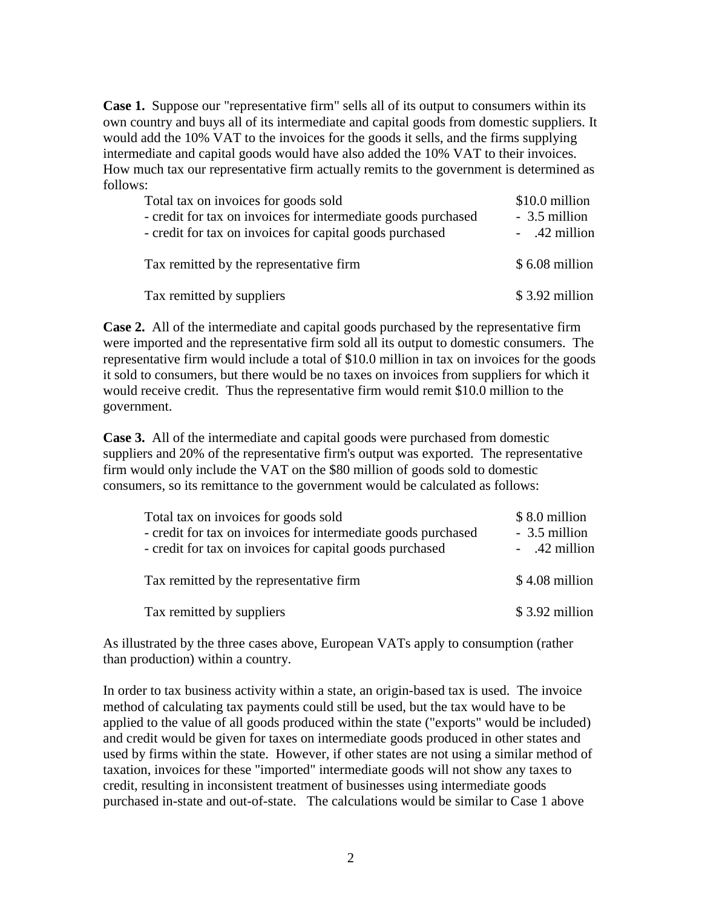**Case 1.** Suppose our "representative firm" sells all of its output to consumers within its own country and buys all of its intermediate and capital goods from domestic suppliers. It would add the 10% VAT to the invoices for the goods it sells, and the firms supplying intermediate and capital goods would have also added the 10% VAT to their invoices. How much tax our representative firm actually remits to the government is determined as follows:

| | |
|---|---|
| Total tax on invoices for goods sold | $10.0 million |
| - credit for tax on invoices for intermediate goods purchased | - 3.5 million |
| - credit for tax on invoices for capital goods purchased | - .42 million |
| Tax remitted by the representative firm | $ 6.08 million |
| Tax remitted by suppliers | $ 3.92 million |

**Case 2.** All of the intermediate and capital goods purchased by the representative firm were imported and the representative firm sold all its output to domestic consumers. The representative firm would include a total of $10.0 million in tax on invoices for the goods it sold to consumers, but there would be no taxes on invoices from suppliers for which it would receive credit. Thus the representative firm would remit $10.0 million to the government.

**Case 3.** All of the intermediate and capital goods were purchased from domestic suppliers and 20% of the representative firm's output was exported. The representative firm would only include the VAT on the $80 million of goods sold to domestic consumers, so its remittance to the government would be calculated as follows:

| | |
|---|---|
| Total tax on invoices for goods sold | $ 8.0 million |
| - credit for tax on invoices for intermediate goods purchased | - 3.5 million |
| - credit for tax on invoices for capital goods purchased | - .42 million |
| Tax remitted by the representative firm | $ 4.08 million |
| Tax remitted by suppliers | $ 3.92 million |

As illustrated by the three cases above, European VATs apply to consumption (rather than production) within a country.

In order to tax business activity within a state, an origin-based tax is used. The invoice method of calculating tax payments could still be used, but the tax would have to be applied to the value of all goods produced within the state ("exports" would be included) and credit would be given for taxes on intermediate goods produced in other states and used by firms within the state. However, if other states are not using a similar method of taxation, invoices for these "imported" intermediate goods will not show any taxes to credit, resulting in inconsistent treatment of businesses using intermediate goods purchased in-state and out-of-state. The calculations would be similar to Case 1 above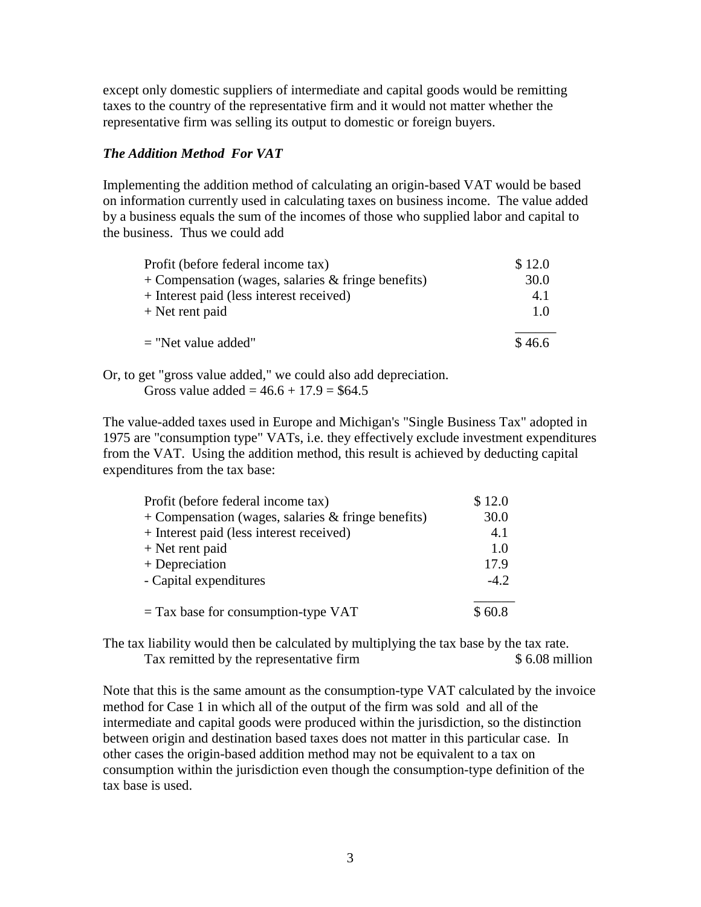except only domestic suppliers of intermediate and capital goods would be remitting taxes to the country of the representative firm and it would not matter whether the representative firm was selling its output to domestic or foreign buyers.

### *The Addition Method For VAT*

Implementing the addition method of calculating an origin-based VAT would be based on information currently used in calculating taxes on business income. The value added by a business equals the sum of the incomes of those who supplied labor and capital to the business. Thus we could add

| | |
|---|---|
| Profit (before federal income tax) | $ 12.0 |
| + Compensation (wages, salaries & fringe benefits) | 30.0 |
| + Interest paid (less interest received) | 4.1 |
| + Net rent paid | 1.0 |
| = "Net value added" | $ 46.6 |

Or, to get "gross value added," we could also add depreciation.
Gross value added = 46.6 + 17.9 = $64.5

The value-added taxes used in Europe and Michigan's "Single Business Tax" adopted in 1975 are "consumption type" VATs, i.e. they effectively exclude investment expenditures from the VAT. Using the addition method, this result is achieved by deducting capital expenditures from the tax base:

| | |
|---|---|
| Profit (before federal income tax) | $ 12.0 |
| + Compensation (wages, salaries & fringe benefits) | 30.0 |
| + Interest paid (less interest received) | 4.1 |
| + Net rent paid | 1.0 |
| + Depreciation | 17.9 |
| - Capital expenditures | -4.2 |
| = Tax base for consumption-type VAT | $ 60.8 |

The tax liability would then be calculated by multiplying the tax base by the tax rate.
Tax remitted by the representative firm $ 6.08 million

Note that this is the same amount as the consumption-type VAT calculated by the invoice method for Case 1 in which all of the output of the firm was sold and all of the intermediate and capital goods were produced within the jurisdiction, so the distinction between origin and destination based taxes does not matter in this particular case. In other cases the origin-based addition method may not be equivalent to a tax on consumption within the jurisdiction even though the consumption-type definition of the tax base is used.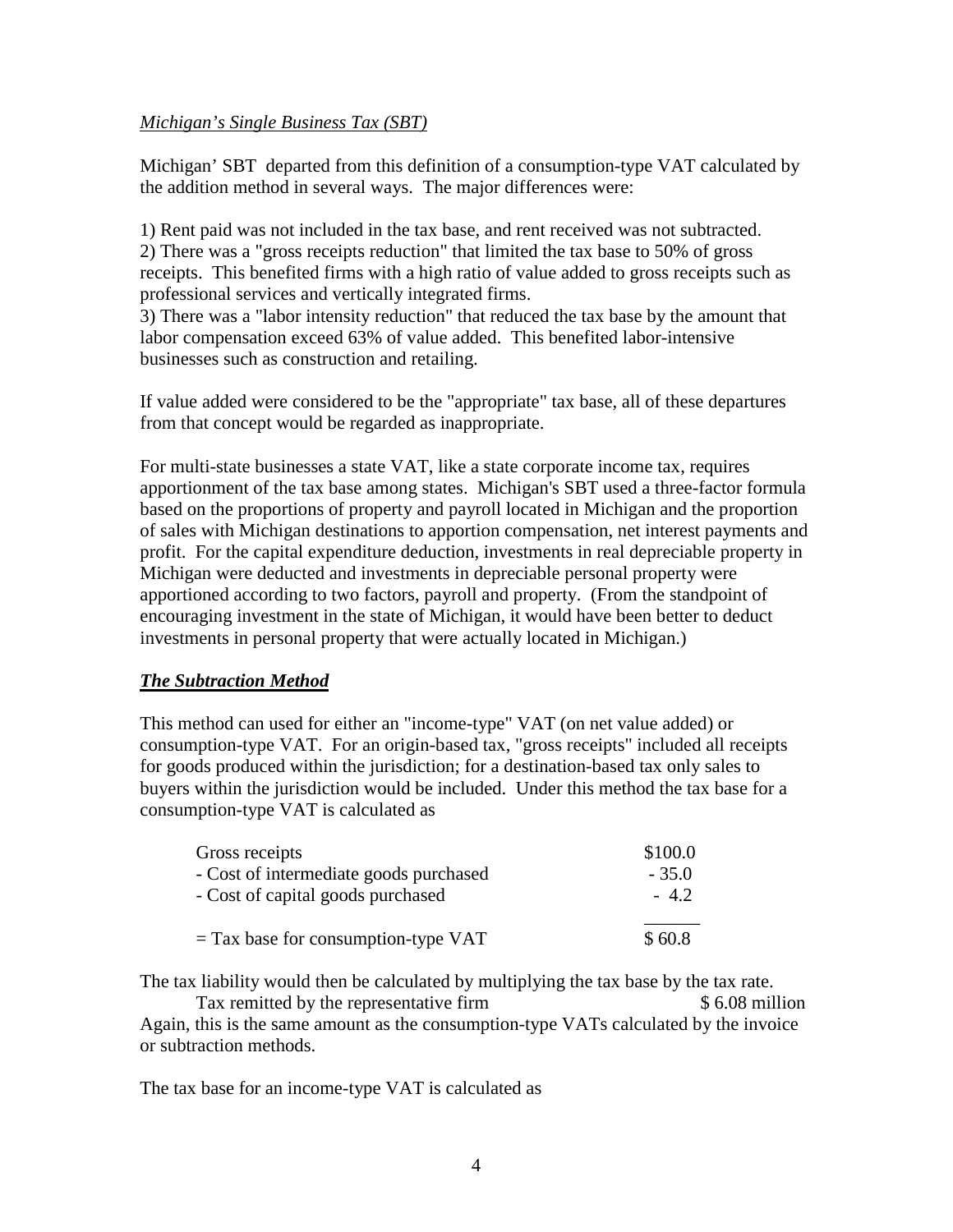*Michigan's Single Business Tax (SBT)*

Michigan' SBT departed from this definition of a consumption-type VAT calculated by the addition method in several ways. The major differences were:

1) Rent paid was not included in the tax base, and rent received was not subtracted.
2) There was a "gross receipts reduction" that limited the tax base to 50% of gross receipts. This benefited firms with a high ratio of value added to gross receipts such as professional services and vertically integrated firms.
3) There was a "labor intensity reduction" that reduced the tax base by the amount that labor compensation exceed 63% of value added. This benefited labor-intensive businesses such as construction and retailing.

If value added were considered to be the "appropriate" tax base, all of these departures from that concept would be regarded as inappropriate.

For multi-state businesses a state VAT, like a state corporate income tax, requires apportionment of the tax base among states. Michigan's SBT used a three-factor formula based on the proportions of property and payroll located in Michigan and the proportion of sales with Michigan destinations to apportion compensation, net interest payments and profit. For the capital expenditure deduction, investments in real depreciable property in Michigan were deducted and investments in depreciable personal property were apportioned according to two factors, payroll and property. (From the standpoint of encouraging investment in the state of Michigan, it would have been better to deduct investments in personal property that were actually located in Michigan.)

***The Subtraction Method***

This method can used for either an "income-type" VAT (on net value added) or consumption-type VAT. For an origin-based tax, "gross receipts" included all receipts for goods produced within the jurisdiction; for a destination-based tax only sales to buyers within the jurisdiction would be included. Under this method the tax base for a consumption-type VAT is calculated as

| | |
|---|---|
| Gross receipts | \$100.0 |
| - Cost of intermediate goods purchased | - 35.0 |
| - Cost of capital goods purchased | - 4.2 |
| = Tax base for consumption-type VAT | \$ 60.8 |

The tax liability would then be calculated by multiplying the tax base by the tax rate.

Tax remitted by the representative firm \$ 6.08 million

Again, this is the same amount as the consumption-type VATs calculated by the invoice or subtraction methods.

The tax base for an income-type VAT is calculated as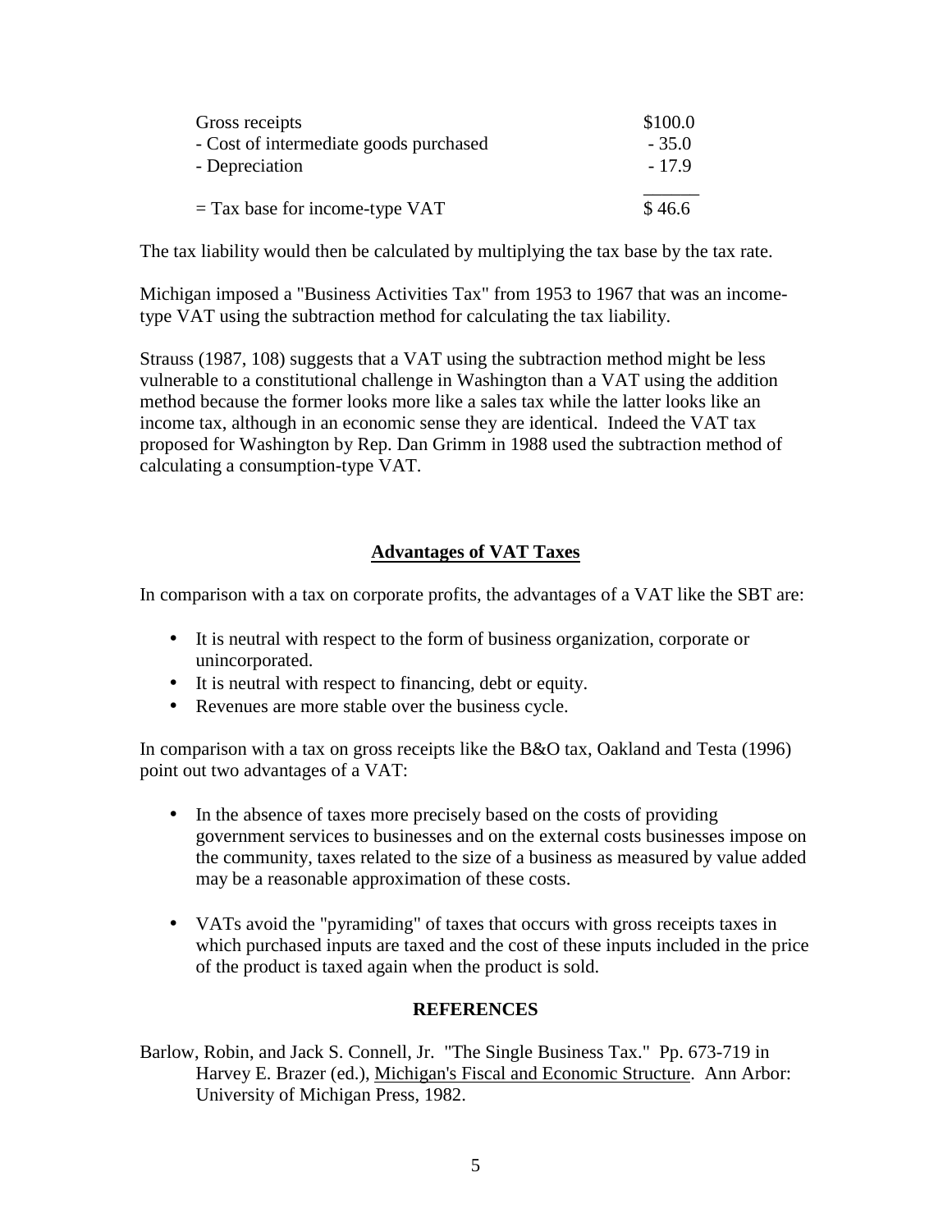| | |
|---|---|
| Gross receipts | \$100.0 |
| - Cost of intermediate goods purchased | - 35.0 |
| - Depreciation | - 17.9 |
| = Tax base for income-type VAT | \$ 46.6 |

The tax liability would then be calculated by multiplying the tax base by the tax rate.

Michigan imposed a "Business Activities Tax" from 1953 to 1967 that was an income-type VAT using the subtraction method for calculating the tax liability.

Strauss (1987, 108) suggests that a VAT using the subtraction method might be less vulnerable to a constitutional challenge in Washington than a VAT using the addition method because the former looks more like a sales tax while the latter looks like an income tax, although in an economic sense they are identical. Indeed the VAT tax proposed for Washington by Rep. Dan Grimm in 1988 used the subtraction method of calculating a consumption-type VAT.

## Advantages of VAT Taxes

In comparison with a tax on corporate profits, the advantages of a VAT like the SBT are:

- It is neutral with respect to the form of business organization, corporate or unincorporated.
- It is neutral with respect to financing, debt or equity.
- Revenues are more stable over the business cycle.

In comparison with a tax on gross receipts like the B&O tax, Oakland and Testa (1996) point out two advantages of a VAT:

- In the absence of taxes more precisely based on the costs of providing government services to businesses and on the external costs businesses impose on the community, taxes related to the size of a business as measured by value added may be a reasonable approximation of these costs.

- VATs avoid the "pyramiding" of taxes that occurs with gross receipts taxes in which purchased inputs are taxed and the cost of these inputs included in the price of the product is taxed again when the product is sold.

## REFERENCES

Barlow, Robin, and Jack S. Connell, Jr. "The Single Business Tax." Pp. 673-719 in Harvey E. Brazer (ed.), Michigan's Fiscal and Economic Structure. Ann Arbor: University of Michigan Press, 1982.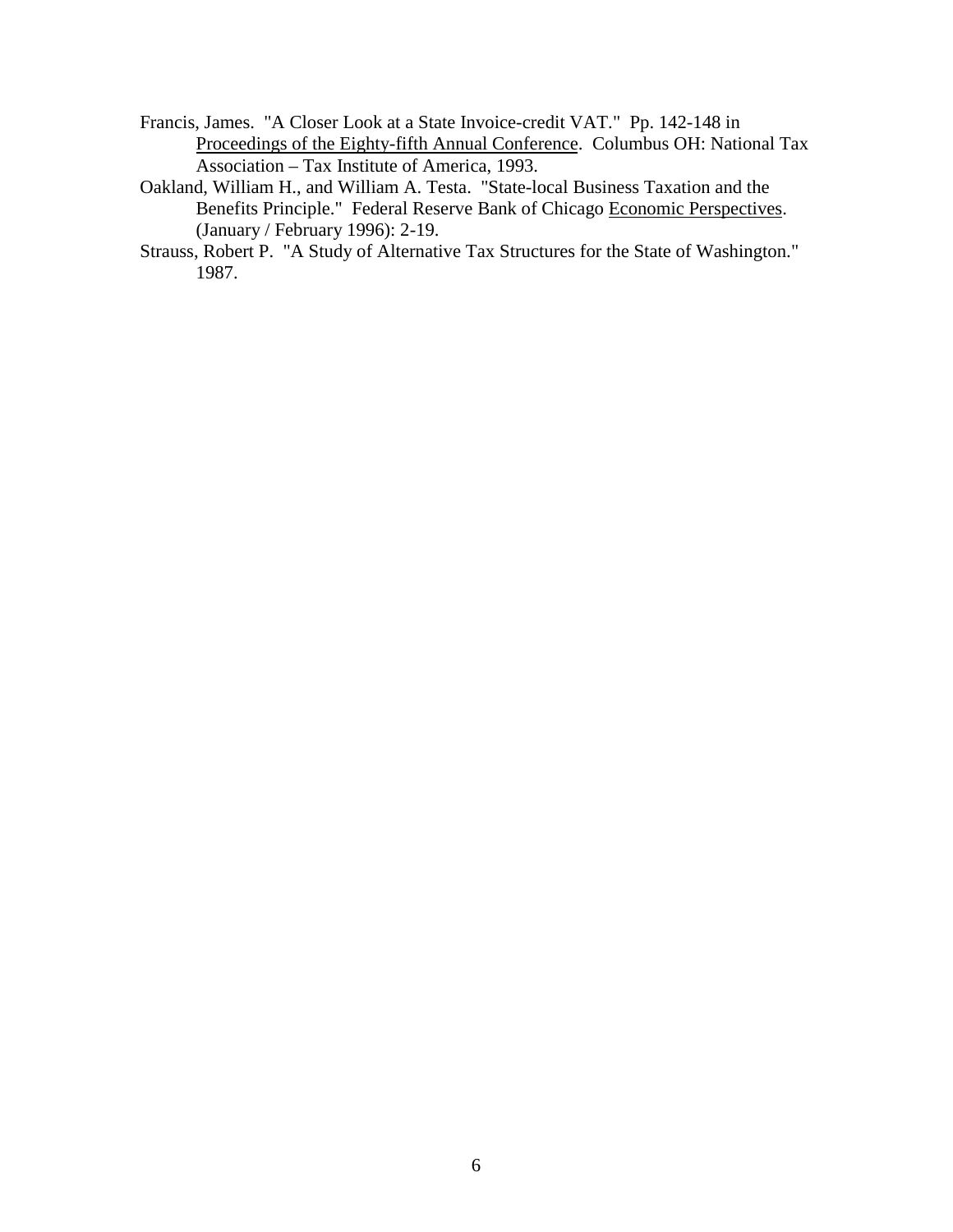Francis, James. "A Closer Look at a State Invoice-credit VAT." Pp. 142-148 in Proceedings of the Eighty-fifth Annual Conference. Columbus OH: National Tax Association – Tax Institute of America, 1993.

Oakland, William H., and William A. Testa. "State-local Business Taxation and the Benefits Principle." Federal Reserve Bank of Chicago Economic Perspectives. (January / February 1996): 2-19.

Strauss, Robert P. "A Study of Alternative Tax Structures for the State of Washington." 1987.